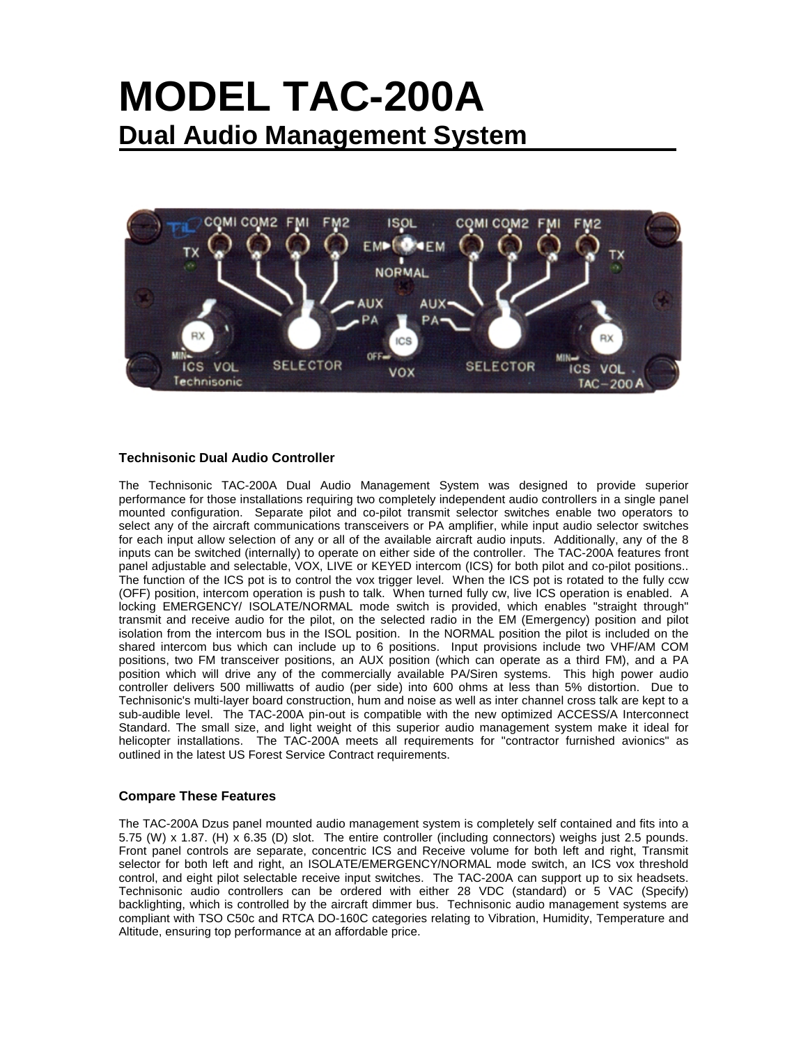# MODEL TAC-200A

## Dual Audio Management System

### Technisonic Dual Audio Controller

The Technisonic TAC-200A Dual Audio Management System was designed to provide superior performance for those installations requiring two completely independent audio controllers in a single panel mounted configuration. Separate pilot and co-pilot transmit selector switches enable two operators to select any of the aircraft communications transceivers or PA amplifier, while input audio selector switches for each input allow selection of any or all of the available aircraft audio inputs. Additionally, any of the 8 inputs can be switched (internally) to operate on either side of the controller. The TAC-200A features front panel adjustable and selectable, VOX, LIVE or KEYED intercom (ICS) for both pilot and co-pilot positions.. The function of the ICS pot is to control the vox trigger level. When the ICS pot is rotated to the fully ccw (OFF) position, intercom operation is push to talk. When turned fully cw, live ICS operation is enabled. A locking EMERGENCY/ ISOLATE/NORMAL mode switch is provided, which enables "straight through" transmit and receive audio for the pilot, on the selected radio in the EM (Emergency) position and pilot isolation from the intercom bus in the ISOL position. In the NORMAL position the pilot is included on the shared intercom bus which can include up to 6 positions. Input provisions include two VHF/AM COM positions, two FM transceiver positions, an AUX position (which can operate as a third FM), and a PA position which will drive any of the commercially available PA/Siren systems. This high power audio controller delivers 500 milliwatts of audio (per side) into 600 ohms at less than 5% distortion. Due to Technisonic's multi-layer board construction, hum and noise as well as inter channel cross talk are kept to a sub-audible level. The TAC-200A pin-out is compatible with the new optimized ACCESS/A Interconnect Standard. The small size, and light weight of this superior audio management system make it ideal for helicopter installations. The TAC-200A meets all requirements for "contractor furnished avionics" as outlined in the latest US Forest Service Contract requirements.

### Compare These Features

The TAC-200A Dzus panel mounted audio management system is completely self contained and fits into a 5.75 (W) x 1.87. (H) x 6.35 (D) slot. The entire controller (including connectors) weighs just 2.5 pounds. Front panel controls are separate, concentric ICS and Receive volume for both left and right, Transmit selector for both left and right, an ISOLATE/EMERGENCY/NORMAL mode switch, an ICS vox threshold control, and eight pilot selectable receive input switches. The TAC-200A can support up to six headsets. Technisonic audio controllers can be ordered with either 28 VDC (standard) or 5 VAC (Specify) backlighting, which is controlled by the aircraft dimmer bus. Technisonic audio management systems are compliant with TSO C50c and RTCA DO-160C categories relating to Vibration, Humidity, Temperature and Altitude, ensuring top performance at an affordable price.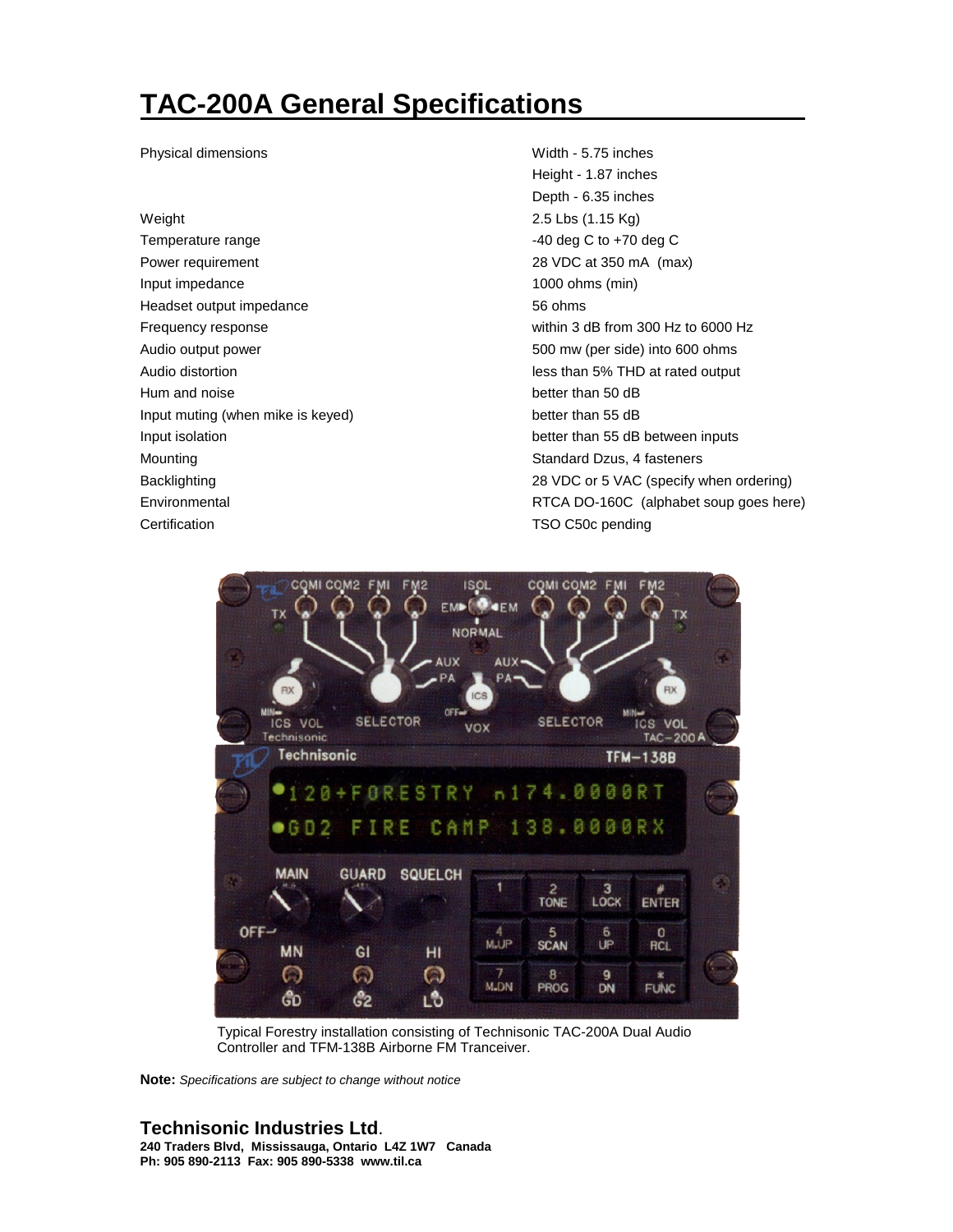# TAC-200A General Specifications

| | |
|---|---|
| Physical dimensions | Width - 5.75 inches<br>Height - 1.87 inches<br>Depth - 6.35 inches |
| Weight | 2.5 Lbs (1.15 Kg) |
| Temperature range | -40 deg C to +70 deg C |
| Power requirement | 28 VDC at 350 mA (max) |
| Input impedance | 1000 ohms (min) |
| Headset output impedance | 56 ohms |
| Frequency response | within 3 dB from 300 Hz to 6000 Hz |
| Audio output power | 500 mw (per side) into 600 ohms |
| Audio distortion | less than 5% THD at rated output |
| Hum and noise | better than 50 dB |
| Input muting (when mike is keyed) | better than 55 dB |
| Input isolation | better than 55 dB between inputs |
| Mounting | Standard Dzus, 4 fasteners |
| Backlighting | 28 VDC or 5 VAC (specify when ordering) |
| Environmental | RTCA DO-160C (alphabet soup goes here) |
| Certification | TSO C50c pending |

Typical Forestry installation consisting of Technisonic TAC-200A Dual Audio Controller and TFM-138B Airborne FM Tranceiver.

**Note:** *Specifications are subject to change without notice*

**Technisonic Industries Ltd.**
**240 Traders Blvd, Mississauga, Ontario L4Z 1W7 Canada**
**Ph: 905 890-2113 Fax: 905 890-5338 www.til.ca**